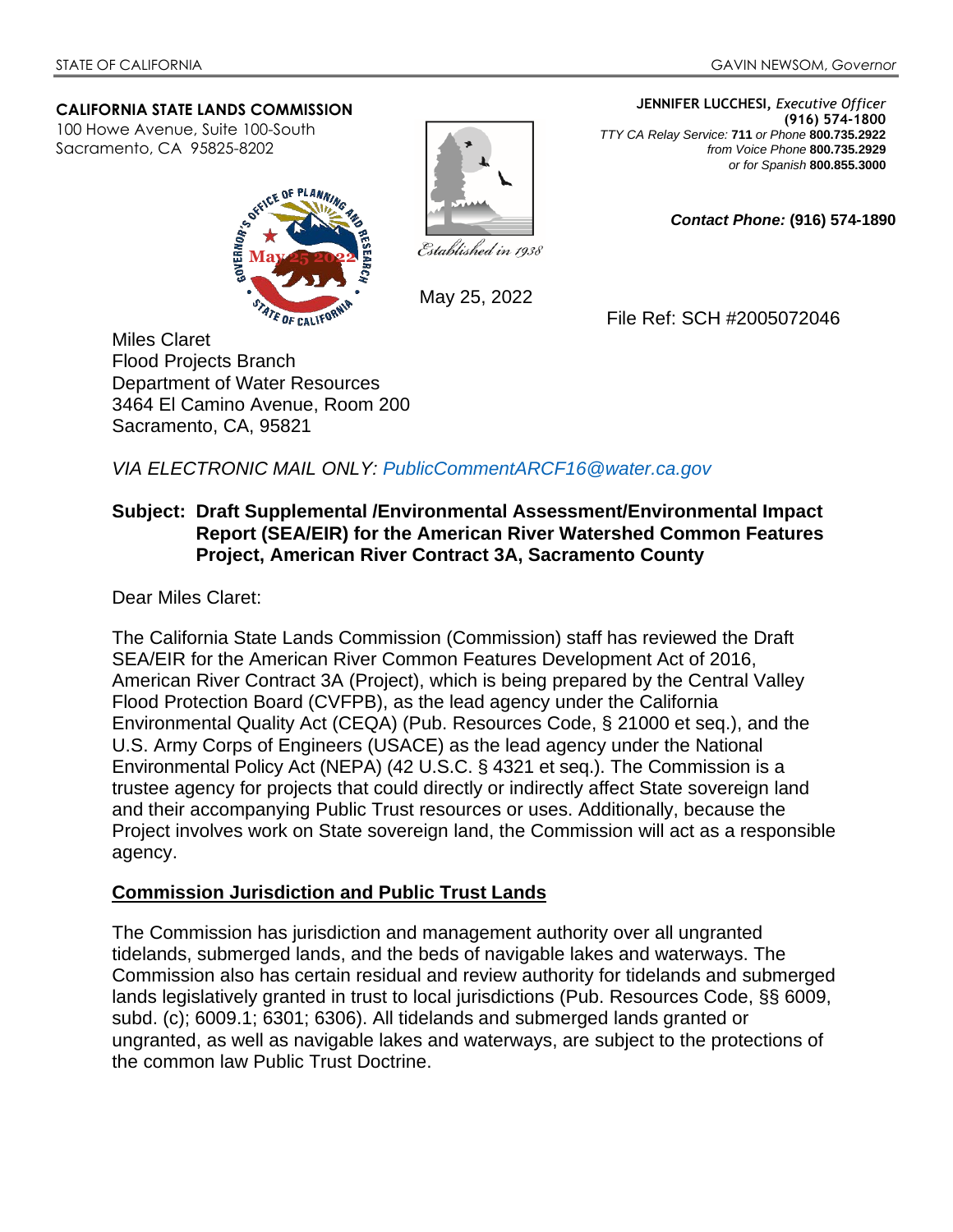STATE OF CALIFORNIA GAVIN NEWSOM, *Governor*

**CALIFORNIA STATE LANDS COMMISSION**
100 Howe Avenue, Suite 100-South
Sacramento, CA 95825-8202

*Established in 1938*

**JENNIFER LUCCHESI,** *Executive Officer*
**(916) 574-1800**
*TTY CA Relay Service:* **711** *or Phone* **800.735.2922**
*from Voice Phone* **800.735.2929**
*or for Spanish* **800.855.3000**

***Contact Phone:*** **(916) 574-1890**

May 25, 2022

File Ref: SCH #2005072046

Miles Claret
Flood Projects Branch
Department of Water Resources
3464 El Camino Avenue, Room 200
Sacramento, CA, 95821

*VIA ELECTRONIC MAIL ONLY: PublicCommentARCF16@water.ca.gov*

**Subject: Draft Supplemental /Environmental Assessment/Environmental Impact Report (SEA/EIR) for the American River Watershed Common Features Project, American River Contract 3A, Sacramento County**

Dear Miles Claret:

The California State Lands Commission (Commission) staff has reviewed the Draft SEA/EIR for the American River Common Features Development Act of 2016, American River Contract 3A (Project), which is being prepared by the Central Valley Flood Protection Board (CVFPB), as the lead agency under the California Environmental Quality Act (CEQA) (Pub. Resources Code, § 21000 et seq.), and the U.S. Army Corps of Engineers (USACE) as the lead agency under the National Environmental Policy Act (NEPA) (42 U.S.C. § 4321 et seq.). The Commission is a trustee agency for projects that could directly or indirectly affect State sovereign land and their accompanying Public Trust resources or uses. Additionally, because the Project involves work on State sovereign land, the Commission will act as a responsible agency.

## Commission Jurisdiction and Public Trust Lands

The Commission has jurisdiction and management authority over all ungranted tidelands, submerged lands, and the beds of navigable lakes and waterways. The Commission also has certain residual and review authority for tidelands and submerged lands legislatively granted in trust to local jurisdictions (Pub. Resources Code, §§ 6009, subd. (c); 6009.1; 6301; 6306). All tidelands and submerged lands granted or ungranted, as well as navigable lakes and waterways, are subject to the protections of the common law Public Trust Doctrine.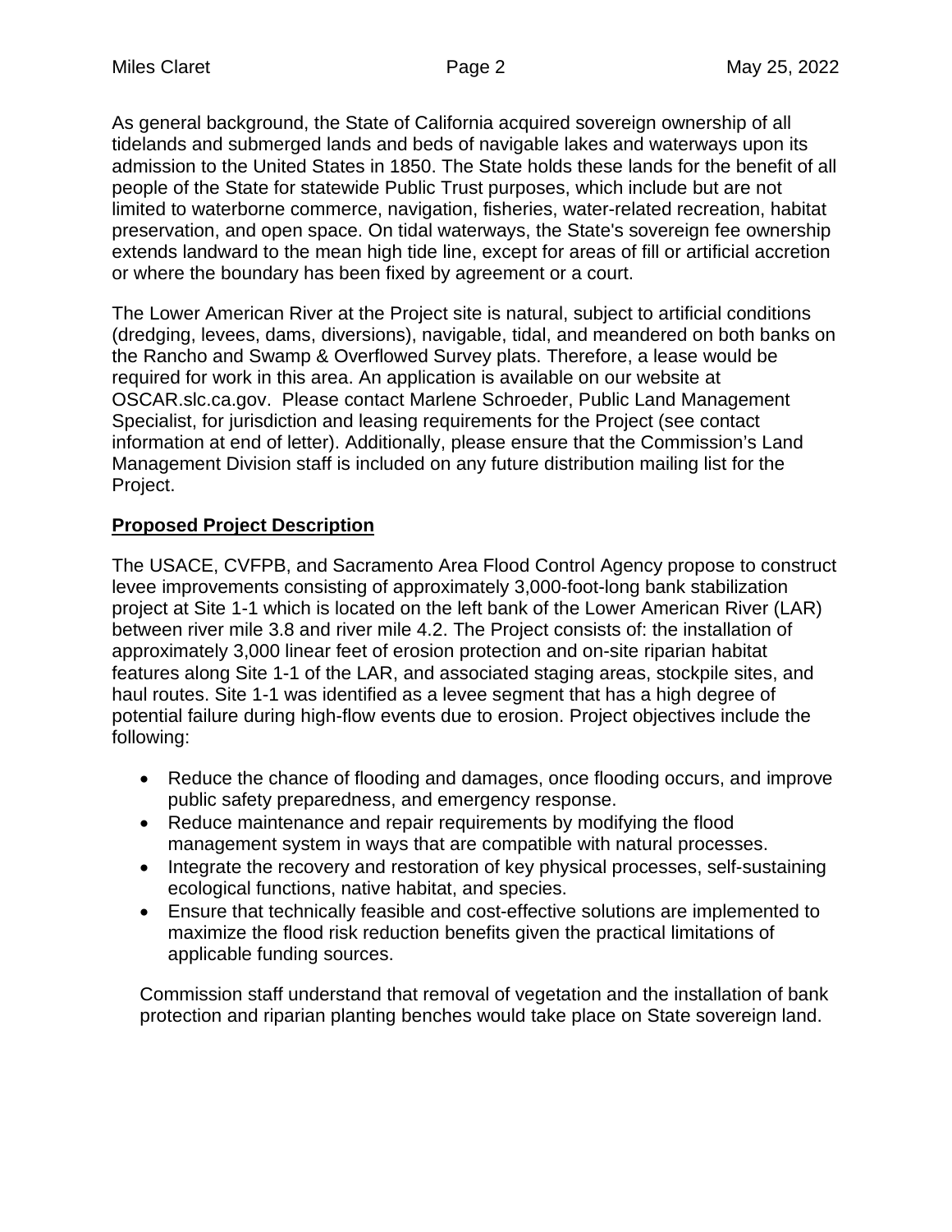As general background, the State of California acquired sovereign ownership of all tidelands and submerged lands and beds of navigable lakes and waterways upon its admission to the United States in 1850. The State holds these lands for the benefit of all people of the State for statewide Public Trust purposes, which include but are not limited to waterborne commerce, navigation, fisheries, water-related recreation, habitat preservation, and open space. On tidal waterways, the State's sovereign fee ownership extends landward to the mean high tide line, except for areas of fill or artificial accretion or where the boundary has been fixed by agreement or a court.

The Lower American River at the Project site is natural, subject to artificial conditions (dredging, levees, dams, diversions), navigable, tidal, and meandered on both banks on the Rancho and Swamp & Overflowed Survey plats. Therefore, a lease would be required for work in this area. An application is available on our website at OSCAR.slc.ca.gov. Please contact Marlene Schroeder, Public Land Management Specialist, for jurisdiction and leasing requirements for the Project (see contact information at end of letter). Additionally, please ensure that the Commission's Land Management Division staff is included on any future distribution mailing list for the Project.

**Proposed Project Description**

The USACE, CVFPB, and Sacramento Area Flood Control Agency propose to construct levee improvements consisting of approximately 3,000-foot-long bank stabilization project at Site 1-1 which is located on the left bank of the Lower American River (LAR) between river mile 3.8 and river mile 4.2. The Project consists of: the installation of approximately 3,000 linear feet of erosion protection and on-site riparian habitat features along Site 1-1 of the LAR, and associated staging areas, stockpile sites, and haul routes. Site 1-1 was identified as a levee segment that has a high degree of potential failure during high-flow events due to erosion. Project objectives include the following:

- Reduce the chance of flooding and damages, once flooding occurs, and improve public safety preparedness, and emergency response.
- Reduce maintenance and repair requirements by modifying the flood management system in ways that are compatible with natural processes.
- Integrate the recovery and restoration of key physical processes, self-sustaining ecological functions, native habitat, and species.
- Ensure that technically feasible and cost-effective solutions are implemented to maximize the flood risk reduction benefits given the practical limitations of applicable funding sources.

Commission staff understand that removal of vegetation and the installation of bank protection and riparian planting benches would take place on State sovereign land.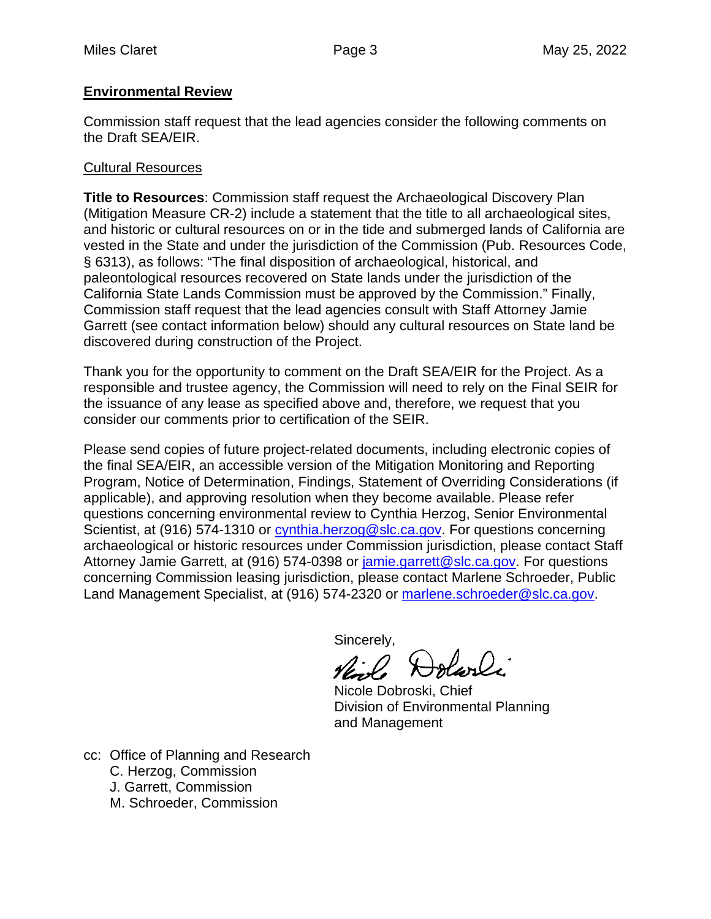**Environmental Review**

Commission staff request that the lead agencies consider the following comments on the Draft SEA/EIR.

Cultural Resources

**Title to Resources**: Commission staff request the Archaeological Discovery Plan (Mitigation Measure CR-2) include a statement that the title to all archaeological sites, and historic or cultural resources on or in the tide and submerged lands of California are vested in the State and under the jurisdiction of the Commission (Pub. Resources Code, § 6313), as follows: "The final disposition of archaeological, historical, and paleontological resources recovered on State lands under the jurisdiction of the California State Lands Commission must be approved by the Commission." Finally, Commission staff request that the lead agencies consult with Staff Attorney Jamie Garrett (see contact information below) should any cultural resources on State land be discovered during construction of the Project.

Thank you for the opportunity to comment on the Draft SEA/EIR for the Project. As a responsible and trustee agency, the Commission will need to rely on the Final SEIR for the issuance of any lease as specified above and, therefore, we request that you consider our comments prior to certification of the SEIR.

Please send copies of future project-related documents, including electronic copies of the final SEA/EIR, an accessible version of the Mitigation Monitoring and Reporting Program, Notice of Determination, Findings, Statement of Overriding Considerations (if applicable), and approving resolution when they become available. Please refer questions concerning environmental review to Cynthia Herzog, Senior Environmental Scientist, at (916) 574-1310 or cynthia.herzog@slc.ca.gov. For questions concerning archaeological or historic resources under Commission jurisdiction, please contact Staff Attorney Jamie Garrett, at (916) 574-0398 or jamie.garrett@slc.ca.gov. For questions concerning Commission leasing jurisdiction, please contact Marlene Schroeder, Public Land Management Specialist, at (916) 574-2320 or marlene.schroeder@slc.ca.gov.

Sincerely,

Nicole Dobroski, Chief
Division of Environmental Planning and Management

cc: Office of Planning and Research
C. Herzog, Commission
J. Garrett, Commission
M. Schroeder, Commission